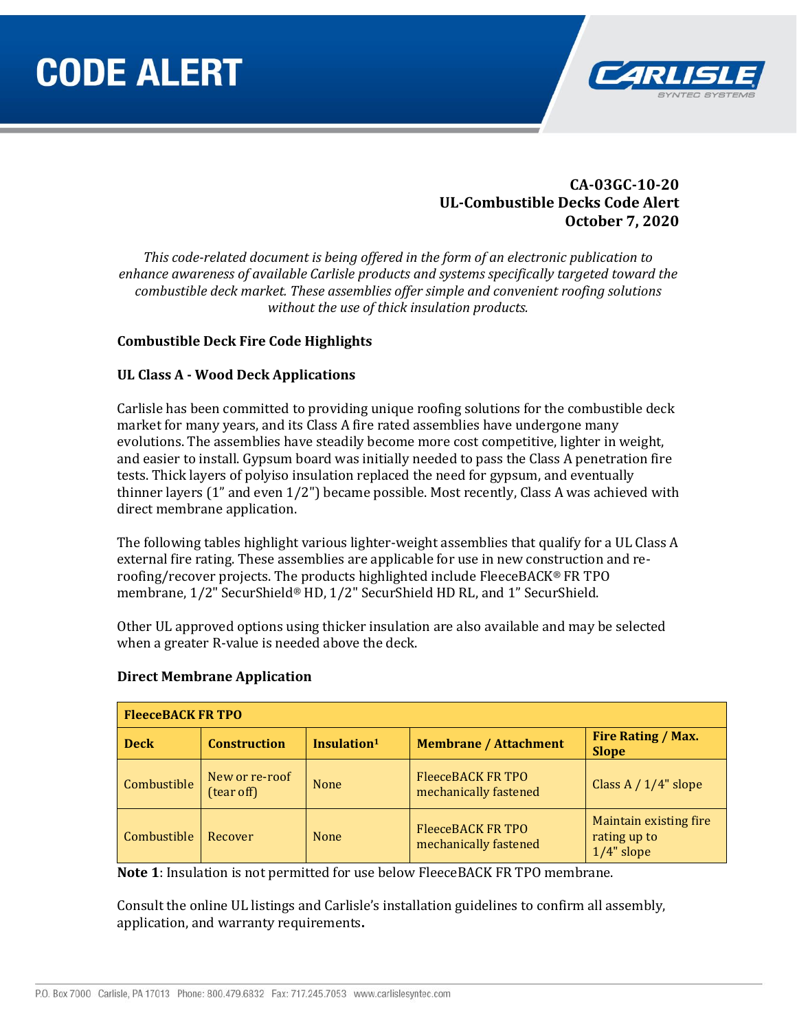# CODE ALERT

**CA-03GC-10-20**
**UL-Combustible Decks Code Alert**
**October 7, 2020**

*This code-related document is being offered in the form of an electronic publication to enhance awareness of available Carlisle products and systems specifically targeted toward the combustible deck market. These assemblies offer simple and convenient roofing solutions without the use of thick insulation products.*

## Combustible Deck Fire Code Highlights

### UL Class A - Wood Deck Applications

Carlisle has been committed to providing unique roofing solutions for the combustible deck market for many years, and its Class A fire rated assemblies have undergone many evolutions. The assemblies have steadily become more cost competitive, lighter in weight, and easier to install. Gypsum board was initially needed to pass the Class A penetration fire tests. Thick layers of polyiso insulation replaced the need for gypsum, and eventually thinner layers (1" and even 1/2") became possible. Most recently, Class A was achieved with direct membrane application.

The following tables highlight various lighter-weight assemblies that qualify for a UL Class A external fire rating. These assemblies are applicable for use in new construction and re-roofing/recover projects. The products highlighted include FleeceBACK® FR TPO membrane, 1/2" SecurShield® HD, 1/2" SecurShield HD RL, and 1" SecurShield.

Other UL approved options using thicker insulation are also available and may be selected when a greater R-value is needed above the deck.

### Direct Membrane Application

| **FleeceBACK FR TPO** | | | | |
|---|---|---|---|---|
| **Deck** | **Construction** | **Insulation[1]** | **Membrane / Attachment** | **Fire Rating / Max. Slope** |
| Combustible | New or re-roof (tear off) | None | FleeceBACK FR TPO mechanically fastened | Class A / 1/4" slope |
| Combustible | Recover | None | FleeceBACK FR TPO mechanically fastened | Maintain existing fire rating up to 1/4" slope |

**Note 1**: Insulation is not permitted for use below FleeceBACK FR TPO membrane.

Consult the online UL listings and Carlisle's installation guidelines to confirm all assembly, application, and warranty requirements.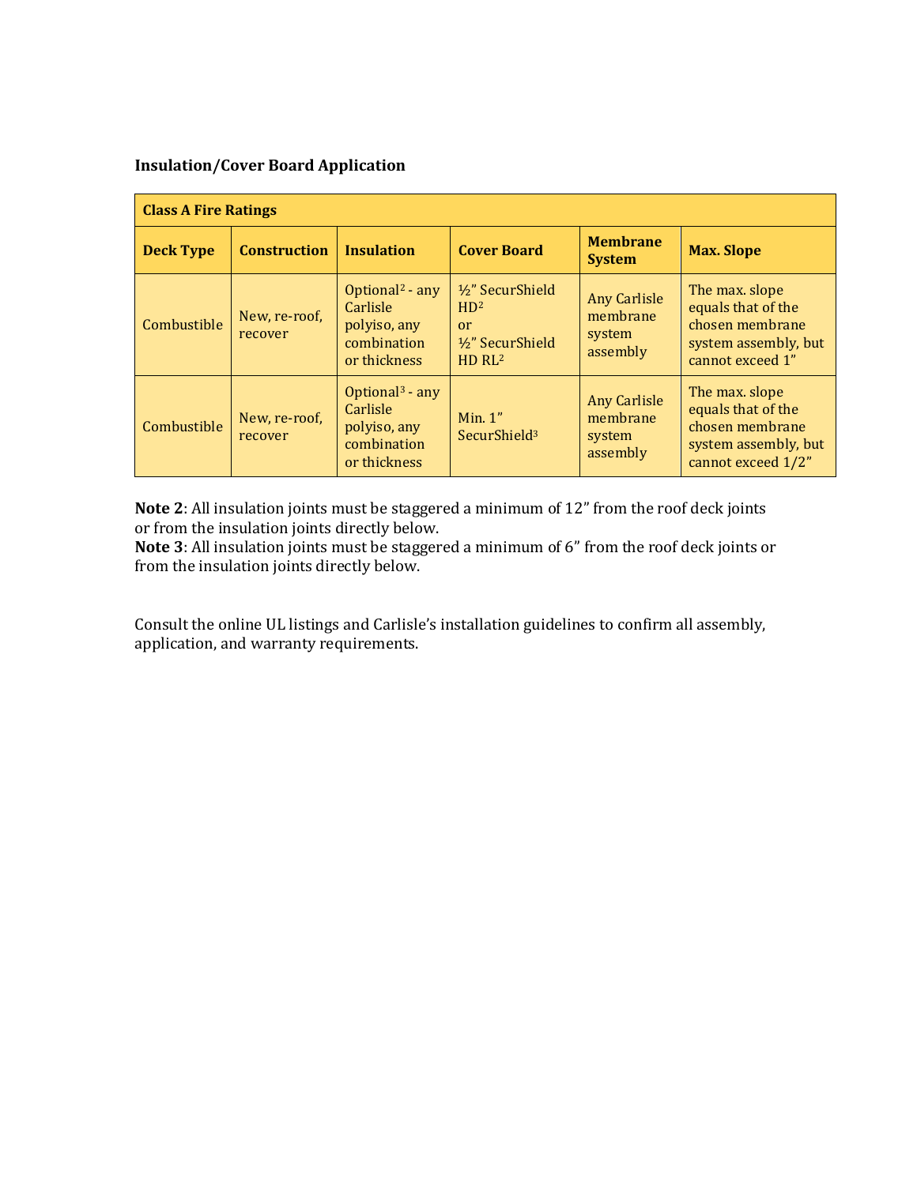**Insulation/Cover Board Application**

| **Class A Fire Ratings** | | | | | |
|---|---|---|---|---|---|
| **Deck Type** | **Construction** | **Insulation** | **Cover Board** | **Membrane System** | **Max. Slope** |
| Combustible | New, re-roof, recover | Optional[2] - any Carlisle polyiso, any combination or thickness | ½" SecurShield HD[2] or ½" SecurShield HD RL[2] | Any Carlisle membrane system assembly | The max. slope equals that of the chosen membrane system assembly, but cannot exceed 1" |
| Combustible | New, re-roof, recover | Optional[3] - any Carlisle polyiso, any combination or thickness | Min. 1" SecurShield[3] | Any Carlisle membrane system assembly | The max. slope equals that of the chosen membrane system assembly, but cannot exceed 1/2" |

**Note 2**: All insulation joints must be staggered a minimum of 12" from the roof deck joints or from the insulation joints directly below.
**Note 3**: All insulation joints must be staggered a minimum of 6" from the roof deck joints or from the insulation joints directly below.

Consult the online UL listings and Carlisle's installation guidelines to confirm all assembly, application, and warranty requirements.